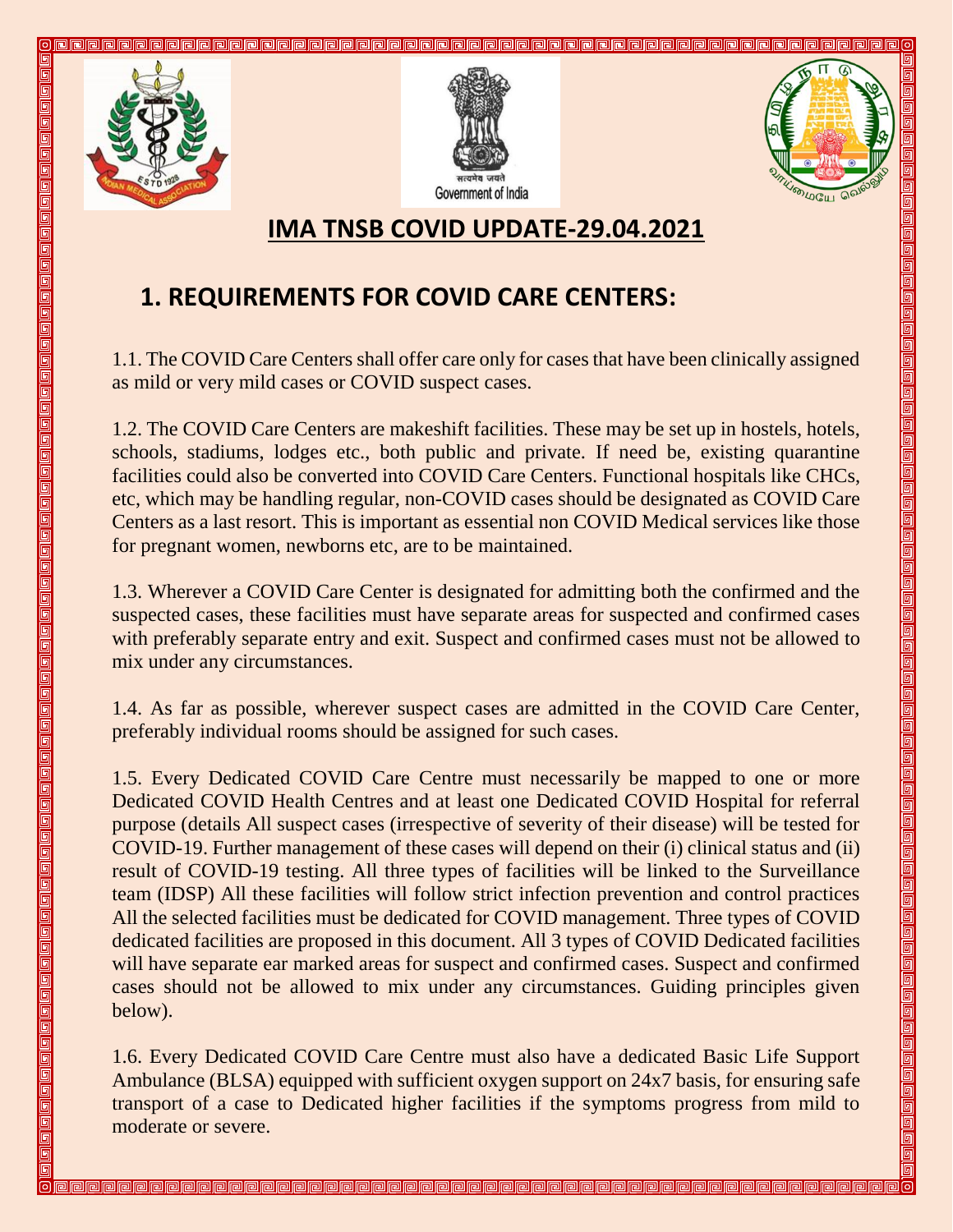# IMA TNSB COVID UPDATE-29.04.2021

## 1. REQUIREMENTS FOR COVID CARE CENTERS:

1.1. The COVID Care Centers shall offer care only for cases that have been clinically assigned as mild or very mild cases or COVID suspect cases.

1.2. The COVID Care Centers are makeshift facilities. These may be set up in hostels, hotels, schools, stadiums, lodges etc., both public and private. If need be, existing quarantine facilities could also be converted into COVID Care Centers. Functional hospitals like CHCs, etc, which may be handling regular, non-COVID cases should be designated as COVID Care Centers as a last resort. This is important as essential non COVID Medical services like those for pregnant women, newborns etc, are to be maintained.

1.3. Wherever a COVID Care Center is designated for admitting both the confirmed and the suspected cases, these facilities must have separate areas for suspected and confirmed cases with preferably separate entry and exit. Suspect and confirmed cases must not be allowed to mix under any circumstances.

1.4. As far as possible, wherever suspect cases are admitted in the COVID Care Center, preferably individual rooms should be assigned for such cases.

1.5. Every Dedicated COVID Care Centre must necessarily be mapped to one or more Dedicated COVID Health Centres and at least one Dedicated COVID Hospital for referral purpose (details All suspect cases (irrespective of severity of their disease) will be tested for COVID-19. Further management of these cases will depend on their (i) clinical status and (ii) result of COVID-19 testing. All three types of facilities will be linked to the Surveillance team (IDSP) All these facilities will follow strict infection prevention and control practices All the selected facilities must be dedicated for COVID management. Three types of COVID dedicated facilities are proposed in this document. All 3 types of COVID Dedicated facilities will have separate ear marked areas for suspect and confirmed cases. Suspect and confirmed cases should not be allowed to mix under any circumstances. Guiding principles given below).

1.6. Every Dedicated COVID Care Centre must also have a dedicated Basic Life Support Ambulance (BLSA) equipped with sufficient oxygen support on 24x7 basis, for ensuring safe transport of a case to Dedicated higher facilities if the symptoms progress from mild to moderate or severe.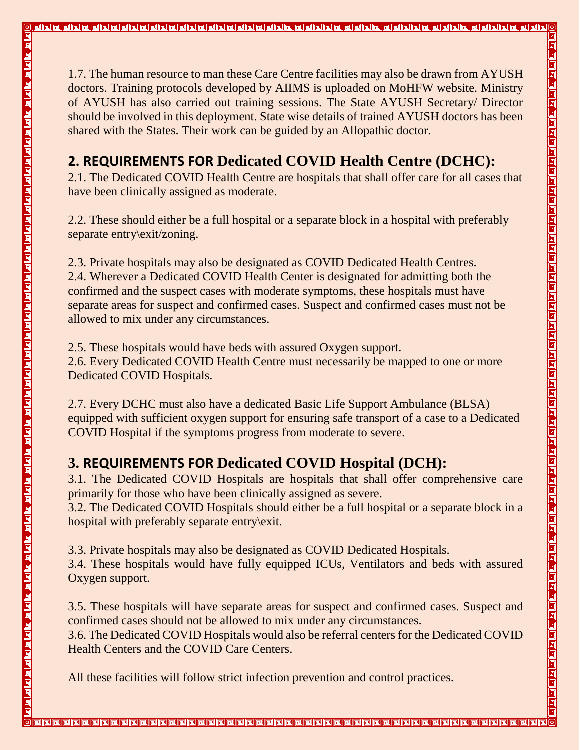1.7. The human resource to man these Care Centre facilities may also be drawn from AYUSH doctors. Training protocols developed by AIIMS is uploaded on MoHFW website. Ministry of AYUSH has also carried out training sessions. The State AYUSH Secretary/ Director should be involved in this deployment. State wise details of trained AYUSH doctors has been shared with the States. Their work can be guided by an Allopathic doctor.

## 2. REQUIREMENTS FOR Dedicated COVID Health Centre (DCHC):

2.1. The Dedicated COVID Health Centre are hospitals that shall offer care for all cases that have been clinically assigned as moderate.

2.2. These should either be a full hospital or a separate block in a hospital with preferably separate entry\exit/zoning.

2.3. Private hospitals may also be designated as COVID Dedicated Health Centres.
2.4. Wherever a Dedicated COVID Health Center is designated for admitting both the confirmed and the suspect cases with moderate symptoms, these hospitals must have separate areas for suspect and confirmed cases. Suspect and confirmed cases must not be allowed to mix under any circumstances.

2.5. These hospitals would have beds with assured Oxygen support.
2.6. Every Dedicated COVID Health Centre must necessarily be mapped to one or more Dedicated COVID Hospitals.

2.7. Every DCHC must also have a dedicated Basic Life Support Ambulance (BLSA) equipped with sufficient oxygen support for ensuring safe transport of a case to a Dedicated COVID Hospital if the symptoms progress from moderate to severe.

## 3. REQUIREMENTS FOR Dedicated COVID Hospital (DCH):

3.1. The Dedicated COVID Hospitals are hospitals that shall offer comprehensive care primarily for those who have been clinically assigned as severe.
3.2. The Dedicated COVID Hospitals should either be a full hospital or a separate block in a hospital with preferably separate entry\exit.

3.3. Private hospitals may also be designated as COVID Dedicated Hospitals.
3.4. These hospitals would have fully equipped ICUs, Ventilators and beds with assured Oxygen support.

3.5. These hospitals will have separate areas for suspect and confirmed cases. Suspect and confirmed cases should not be allowed to mix under any circumstances.
3.6. The Dedicated COVID Hospitals would also be referral centers for the Dedicated COVID Health Centers and the COVID Care Centers.

All these facilities will follow strict infection prevention and control practices.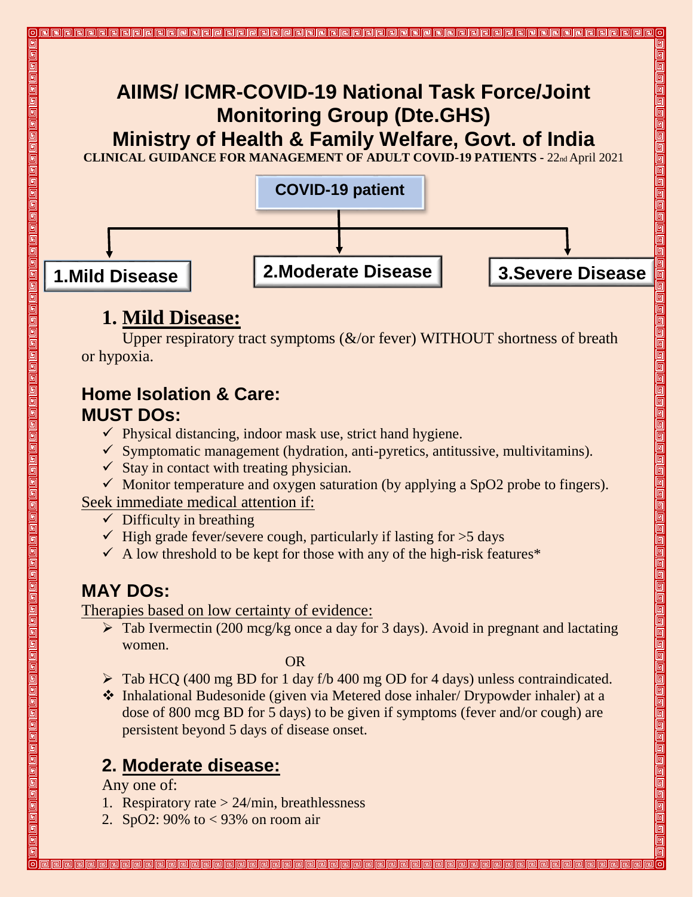# AIIMS/ ICMR-COVID-19 National Task Force/Joint Monitoring Group (Dte.GHS)

# Ministry of Health & Family Welfare, Govt. of India

**CLINICAL GUIDANCE FOR MANAGEMENT OF ADULT COVID-19 PATIENTS -** 22nd April 2021

**COVID-19 patient**

**1.Mild Disease** | **2.Moderate Disease** | **3.Severe Disease**

## 1. Mild Disease:

Upper respiratory tract symptoms (&/or fever) WITHOUT shortness of breath or hypoxia.

### Home Isolation & Care:

### MUST DOs:

- ✓ Physical distancing, indoor mask use, strict hand hygiene.
- ✓ Symptomatic management (hydration, anti-pyretics, antitussive, multivitamins).
- ✓ Stay in contact with treating physician.
- ✓ Monitor temperature and oxygen saturation (by applying a SpO2 probe to fingers).

Seek immediate medical attention if:

- ✓ Difficulty in breathing
- ✓ High grade fever/severe cough, particularly if lasting for >5 days
- ✓ A low threshold to be kept for those with any of the high-risk features*

### MAY DOs:

Therapies based on low certainty of evidence:

- ➢ Tab Ivermectin (200 mcg/kg once a day for 3 days). Avoid in pregnant and lactating women.

OR

- ➢ Tab HCQ (400 mg BD for 1 day f/b 400 mg OD for 4 days) unless contraindicated.
- ❖ Inhalational Budesonide (given via Metered dose inhaler/ Drypowder inhaler) at a dose of 800 mcg BD for 5 days) to be given if symptoms (fever and/or cough) are persistent beyond 5 days of disease onset.

## 2. Moderate disease:

Any one of:

1. Respiratory rate > 24/min, breathlessness
2. SpO2: 90% to < 93% on room air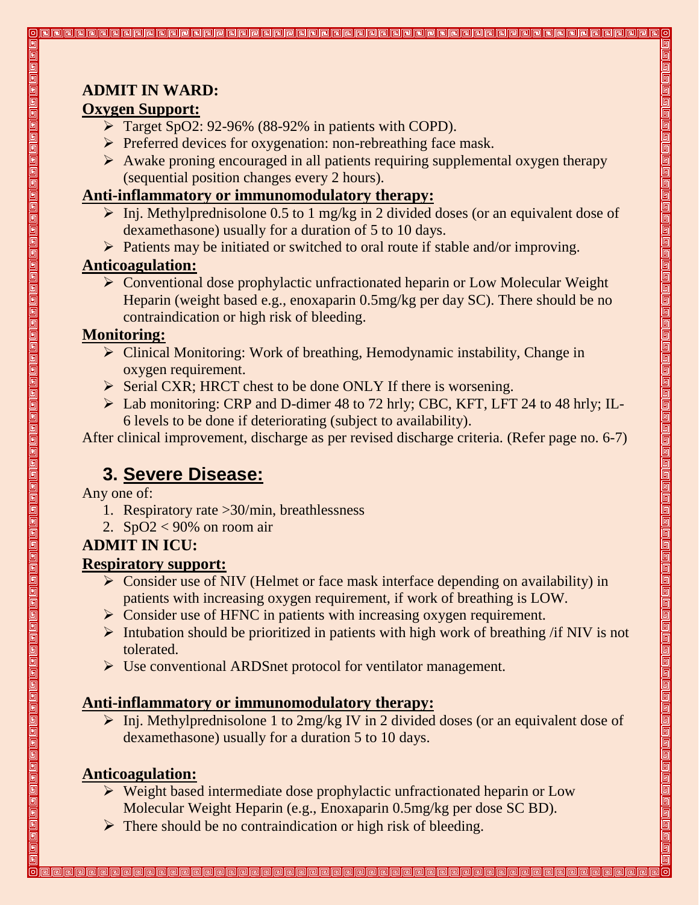**ADMIT IN WARD:**

**Oxygen Support:**

- Target SpO2: 92-96% (88-92% in patients with COPD).
- Preferred devices for oxygenation: non-rebreathing face mask.
- Awake proning encouraged in all patients requiring supplemental oxygen therapy (sequential position changes every 2 hours).

**Anti-inflammatory or immunomodulatory therapy:**

- Inj. Methylprednisolone 0.5 to 1 mg/kg in 2 divided doses (or an equivalent dose of dexamethasone) usually for a duration of 5 to 10 days.
- Patients may be initiated or switched to oral route if stable and/or improving.

**Anticoagulation:**

- Conventional dose prophylactic unfractionated heparin or Low Molecular Weight Heparin (weight based e.g., enoxaparin 0.5mg/kg per day SC). There should be no contraindication or high risk of bleeding.

**Monitoring:**

- Clinical Monitoring: Work of breathing, Hemodynamic instability, Change in oxygen requirement.
- Serial CXR; HRCT chest to be done ONLY If there is worsening.
- Lab monitoring: CRP and D-dimer 48 to 72 hrly; CBC, KFT, LFT 24 to 48 hrly; IL-6 levels to be done if deteriorating (subject to availability).

After clinical improvement, discharge as per revised discharge criteria. (Refer page no. 6-7)

## 3. Severe Disease:

Any one of:

1. Respiratory rate >30/min, breathlessness
2. SpO2 < 90% on room air

**ADMIT IN ICU:**

**Respiratory support:**

- Consider use of NIV (Helmet or face mask interface depending on availability) in patients with increasing oxygen requirement, if work of breathing is LOW.
- Consider use of HFNC in patients with increasing oxygen requirement.
- Intubation should be prioritized in patients with high work of breathing /if NIV is not tolerated.
- Use conventional ARDSnet protocol for ventilator management.

**Anti-inflammatory or immunomodulatory therapy:**

- Inj. Methylprednisolone 1 to 2mg/kg IV in 2 divided doses (or an equivalent dose of dexamethasone) usually for a duration 5 to 10 days.

**Anticoagulation:**

- Weight based intermediate dose prophylactic unfractionated heparin or Low Molecular Weight Heparin (e.g., Enoxaparin 0.5mg/kg per dose SC BD).
- There should be no contraindication or high risk of bleeding.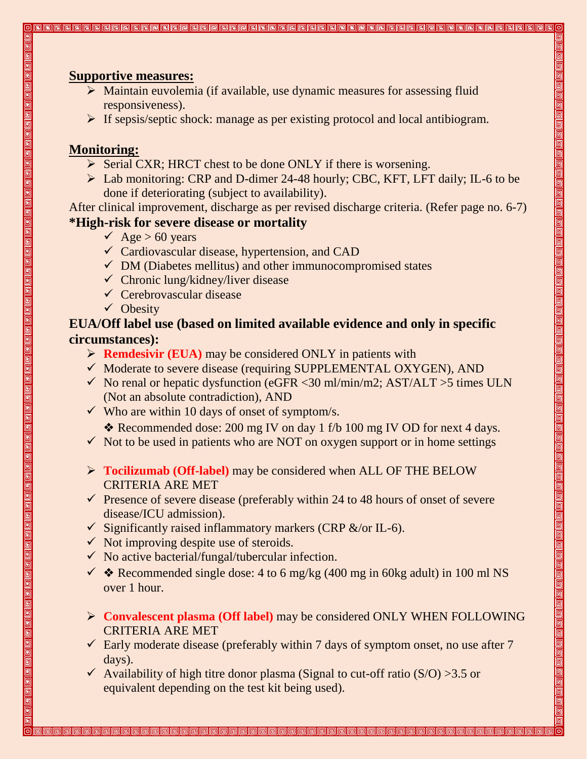**Supportive measures:**

- ➢ Maintain euvolemia (if available, use dynamic measures for assessing fluid responsiveness).
- ➢ If sepsis/septic shock: manage as per existing protocol and local antibiogram.

**Monitoring:**

- ➢ Serial CXR; HRCT chest to be done ONLY if there is worsening.
- ➢ Lab monitoring: CRP and D-dimer 24-48 hourly; CBC, KFT, LFT daily; IL-6 to be done if deteriorating (subject to availability).

After clinical improvement, discharge as per revised discharge criteria. (Refer page no. 6-7)

**\*High-risk for severe disease or mortality**

- ✓ Age > 60 years
- ✓ Cardiovascular disease, hypertension, and CAD
- ✓ DM (Diabetes mellitus) and other immunocompromised states
- ✓ Chronic lung/kidney/liver disease
- ✓ Cerebrovascular disease
- ✓ Obesity

**EUA/Off label use (based on limited available evidence and only in specific circumstances):**

- ➢ **Remdesivir (EUA)** may be considered ONLY in patients with
- ✓ Moderate to severe disease (requiring SUPPLEMENTAL OXYGEN), AND
- ✓ No renal or hepatic dysfunction (eGFR <30 ml/min/m2; AST/ALT >5 times ULN (Not an absolute contradiction), AND
- ✓ Who are within 10 days of onset of symptom/s.
  - ❖ Recommended dose: 200 mg IV on day 1 f/b 100 mg IV OD for next 4 days.
- ✓ Not to be used in patients who are NOT on oxygen support or in home settings

- ➢ **Tocilizumab (Off-label)** may be considered when ALL OF THE BELOW CRITERIA ARE MET
- ✓ Presence of severe disease (preferably within 24 to 48 hours of onset of severe disease/ICU admission).
- ✓ Significantly raised inflammatory markers (CRP &/or IL-6).
- ✓ Not improving despite use of steroids.
- ✓ No active bacterial/fungal/tubercular infection.
- ✓ ❖ Recommended single dose: 4 to 6 mg/kg (400 mg in 60kg adult) in 100 ml NS over 1 hour.

- ➢ **Convalescent plasma (Off label)** may be considered ONLY WHEN FOLLOWING CRITERIA ARE MET
- ✓ Early moderate disease (preferably within 7 days of symptom onset, no use after 7 days).
- ✓ Availability of high titre donor plasma (Signal to cut-off ratio (S/O) >3.5 or equivalent depending on the test kit being used).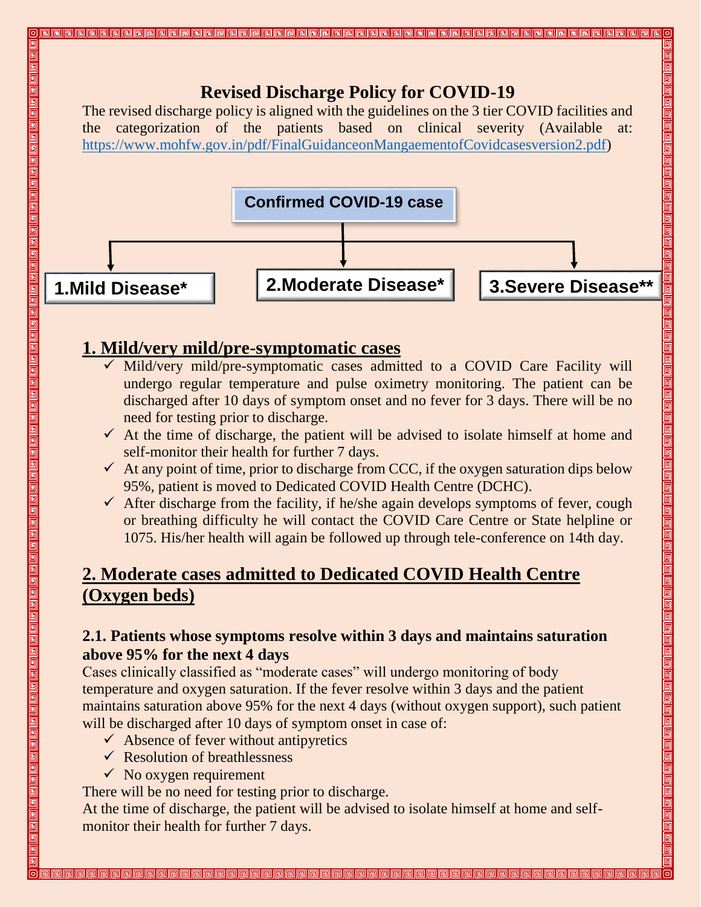# Revised Discharge Policy for COVID-19

The revised discharge policy is aligned with the guidelines on the 3 tier COVID facilities and the categorization of the patients based on clinical severity (Available at: https://www.mohfw.gov.in/pdf/FinalGuidanceonMangaementofCovidcasesversion2.pdf)

Confirmed COVID-19 case

1.Mild Disease*

2.Moderate Disease*

3.Severe Disease**

## 1. Mild/very mild/pre-symptomatic cases

- ✓ Mild/very mild/pre-symptomatic cases admitted to a COVID Care Facility will undergo regular temperature and pulse oximetry monitoring. The patient can be discharged after 10 days of symptom onset and no fever for 3 days. There will be no need for testing prior to discharge.
- ✓ At the time of discharge, the patient will be advised to isolate himself at home and self-monitor their health for further 7 days.
- ✓ At any point of time, prior to discharge from CCC, if the oxygen saturation dips below 95%, patient is moved to Dedicated COVID Health Centre (DCHC).
- ✓ After discharge from the facility, if he/she again develops symptoms of fever, cough or breathing difficulty he will contact the COVID Care Centre or State helpline or 1075. His/her health will again be followed up through tele-conference on 14th day.

## 2. Moderate cases admitted to Dedicated COVID Health Centre (Oxygen beds)

### 2.1. Patients whose symptoms resolve within 3 days and maintains saturation above 95% for the next 4 days

Cases clinically classified as "moderate cases" will undergo monitoring of body temperature and oxygen saturation. If the fever resolve within 3 days and the patient maintains saturation above 95% for the next 4 days (without oxygen support), such patient will be discharged after 10 days of symptom onset in case of:

- ✓ Absence of fever without antipyretics
- ✓ Resolution of breathlessness
- ✓ No oxygen requirement

There will be no need for testing prior to discharge.

At the time of discharge, the patient will be advised to isolate himself at home and self-monitor their health for further 7 days.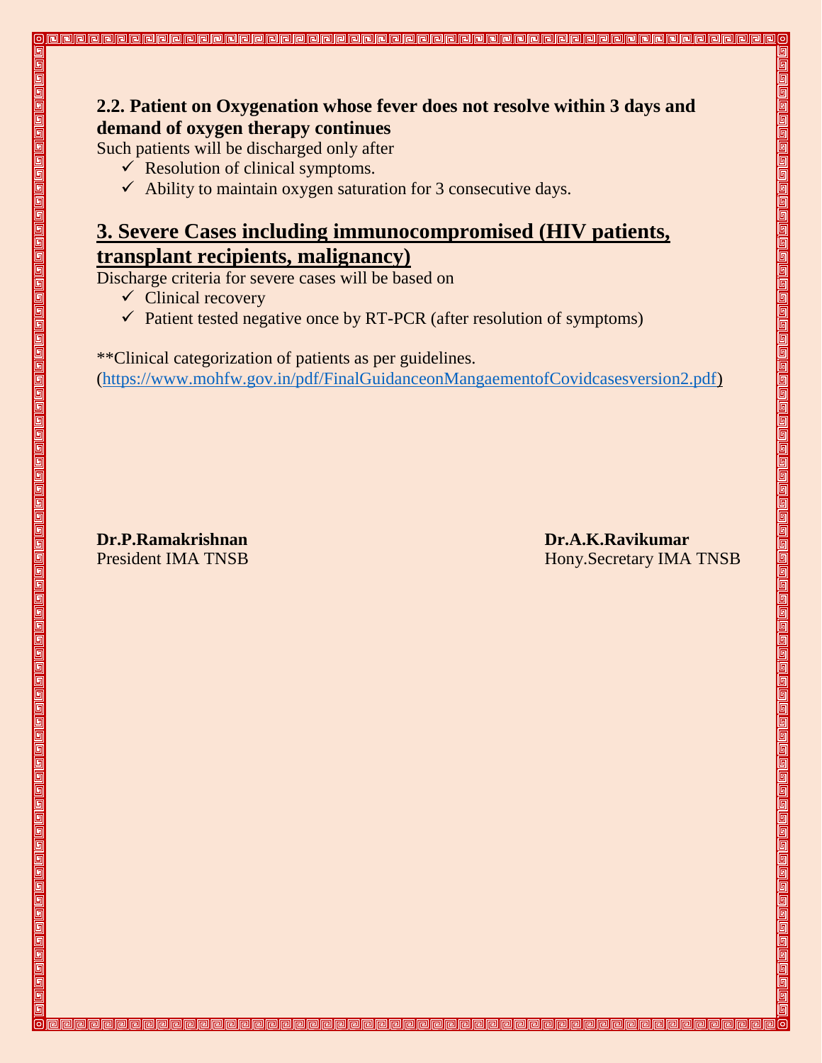**2.2. Patient on Oxygenation whose fever does not resolve within 3 days and demand of oxygen therapy continues**

Such patients will be discharged only after

- ✓ Resolution of clinical symptoms.
- ✓ Ability to maintain oxygen saturation for 3 consecutive days.

## 3. Severe Cases including immunocompromised (HIV patients, transplant recipients, malignancy)

Discharge criteria for severe cases will be based on

- ✓ Clinical recovery
- ✓ Patient tested negative once by RT-PCR (after resolution of symptoms)

**Clinical categorization of patients as per guidelines.
(https://www.mohfw.gov.in/pdf/FinalGuidanceonMangaementofCovidcasesversion2.pdf)

**Dr.P.Ramakrishnan**
President IMA TNSB

**Dr.A.K.Ravikumar**
Hony.Secretary IMA TNSB